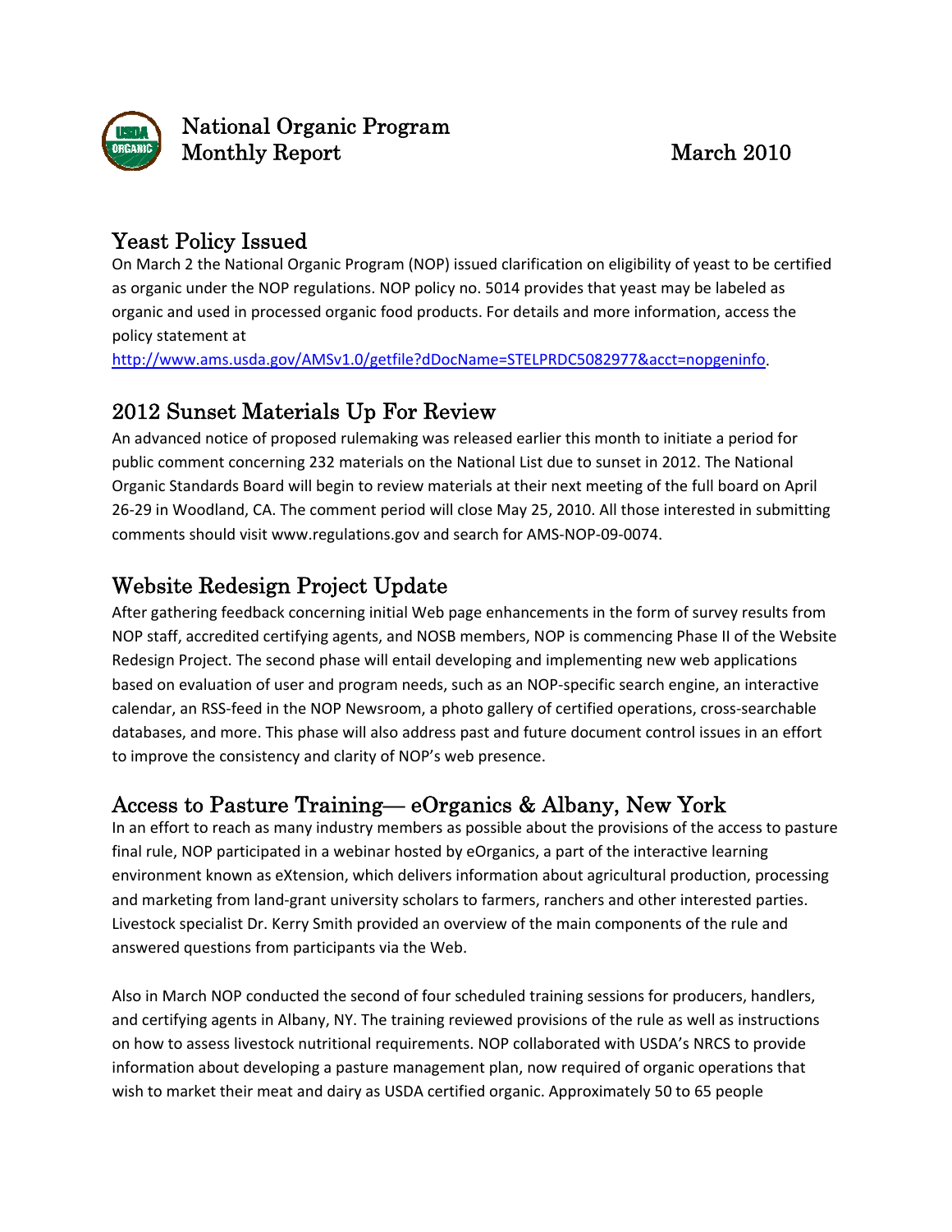# National Organic Program Monthly Report

March 2010

## Yeast Policy Issued

On March 2 the National Organic Program (NOP) issued clarification on eligibility of yeast to be certified as organic under the NOP regulations. NOP policy no. 5014 provides that yeast may be labeled as organic and used in processed organic food products. For details and more information, access the policy statement at http://www.ams.usda.gov/AMSv1.0/getfile?dDocName=STELPRDC5082977&acct=nopgeninfo.

## 2012 Sunset Materials Up For Review

An advanced notice of proposed rulemaking was released earlier this month to initiate a period for public comment concerning 232 materials on the National List due to sunset in 2012. The National Organic Standards Board will begin to review materials at their next meeting of the full board on April 26-29 in Woodland, CA. The comment period will close May 25, 2010. All those interested in submitting comments should visit www.regulations.gov and search for AMS-NOP-09-0074.

## Website Redesign Project Update

After gathering feedback concerning initial Web page enhancements in the form of survey results from NOP staff, accredited certifying agents, and NOSB members, NOP is commencing Phase II of the Website Redesign Project. The second phase will entail developing and implementing new web applications based on evaluation of user and program needs, such as an NOP-specific search engine, an interactive calendar, an RSS-feed in the NOP Newsroom, a photo gallery of certified operations, cross-searchable databases, and more. This phase will also address past and future document control issues in an effort to improve the consistency and clarity of NOP's web presence.

## Access to Pasture Training— eOrganics & Albany, New York

In an effort to reach as many industry members as possible about the provisions of the access to pasture final rule, NOP participated in a webinar hosted by eOrganics, a part of the interactive learning environment known as eXtension, which delivers information about agricultural production, processing and marketing from land-grant university scholars to farmers, ranchers and other interested parties. Livestock specialist Dr. Kerry Smith provided an overview of the main components of the rule and answered questions from participants via the Web.

Also in March NOP conducted the second of four scheduled training sessions for producers, handlers, and certifying agents in Albany, NY. The training reviewed provisions of the rule as well as instructions on how to assess livestock nutritional requirements. NOP collaborated with USDA's NRCS to provide information about developing a pasture management plan, now required of organic operations that wish to market their meat and dairy as USDA certified organic. Approximately 50 to 65 people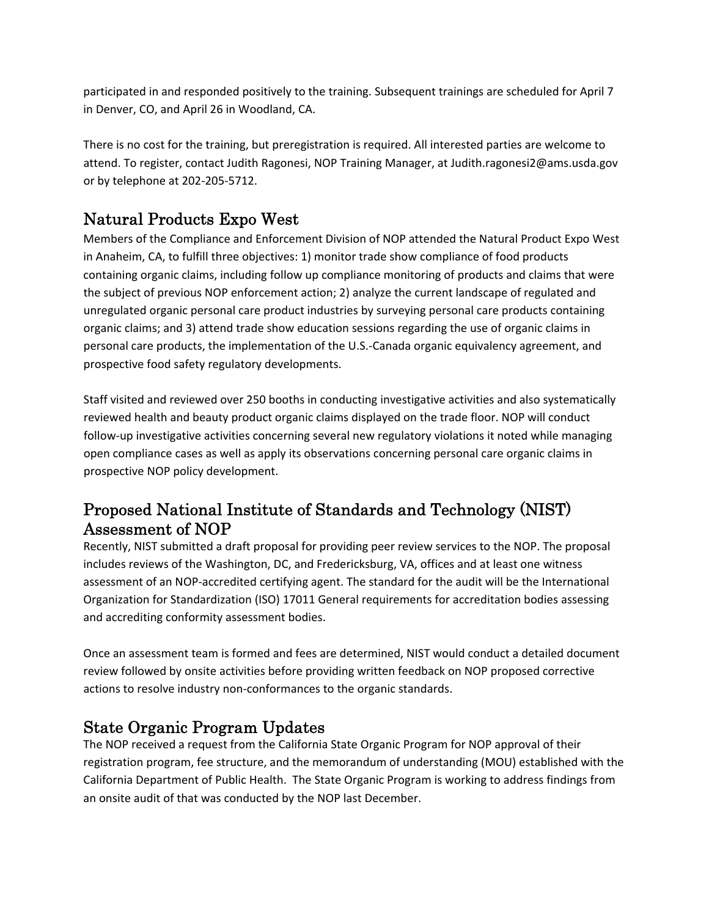participated in and responded positively to the training. Subsequent trainings are scheduled for April 7 in Denver, CO, and April 26 in Woodland, CA.

There is no cost for the training, but preregistration is required. All interested parties are welcome to attend. To register, contact Judith Ragonesi, NOP Training Manager, at Judith.ragonesi2@ams.usda.gov or by telephone at 202-205-5712.

## Natural Products Expo West

Members of the Compliance and Enforcement Division of NOP attended the Natural Product Expo West in Anaheim, CA, to fulfill three objectives: 1) monitor trade show compliance of food products containing organic claims, including follow up compliance monitoring of products and claims that were the subject of previous NOP enforcement action; 2) analyze the current landscape of regulated and unregulated organic personal care product industries by surveying personal care products containing organic claims; and 3) attend trade show education sessions regarding the use of organic claims in personal care products, the implementation of the U.S.-Canada organic equivalency agreement, and prospective food safety regulatory developments.

Staff visited and reviewed over 250 booths in conducting investigative activities and also systematically reviewed health and beauty product organic claims displayed on the trade floor. NOP will conduct follow-up investigative activities concerning several new regulatory violations it noted while managing open compliance cases as well as apply its observations concerning personal care organic claims in prospective NOP policy development.

## Proposed National Institute of Standards and Technology (NIST) Assessment of NOP

Recently, NIST submitted a draft proposal for providing peer review services to the NOP. The proposal includes reviews of the Washington, DC, and Fredericksburg, VA, offices and at least one witness assessment of an NOP-accredited certifying agent. The standard for the audit will be the International Organization for Standardization (ISO) 17011 General requirements for accreditation bodies assessing and accrediting conformity assessment bodies.

Once an assessment team is formed and fees are determined, NIST would conduct a detailed document review followed by onsite activities before providing written feedback on NOP proposed corrective actions to resolve industry non-conformances to the organic standards.

## State Organic Program Updates

The NOP received a request from the California State Organic Program for NOP approval of their registration program, fee structure, and the memorandum of understanding (MOU) established with the California Department of Public Health. The State Organic Program is working to address findings from an onsite audit of that was conducted by the NOP last December.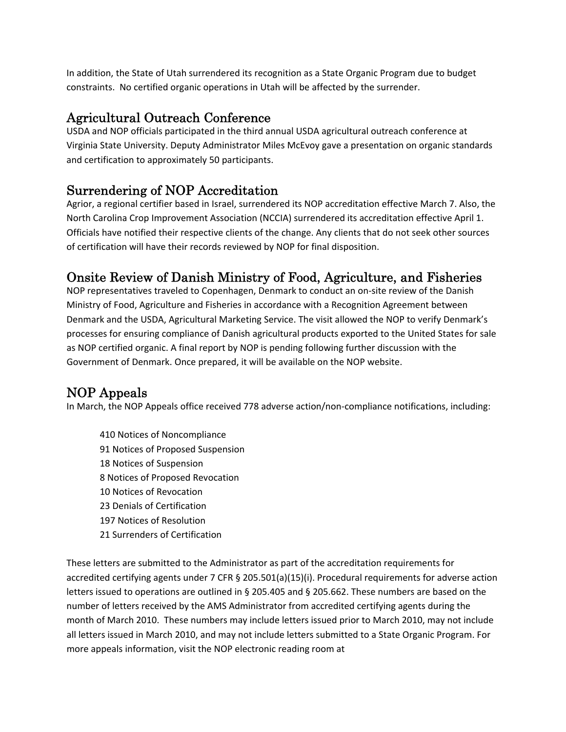In addition, the State of Utah surrendered its recognition as a State Organic Program due to budget constraints. No certified organic operations in Utah will be affected by the surrender.

## Agricultural Outreach Conference

USDA and NOP officials participated in the third annual USDA agricultural outreach conference at Virginia State University. Deputy Administrator Miles McEvoy gave a presentation on organic standards and certification to approximately 50 participants.

## Surrendering of NOP Accreditation

Agrior, a regional certifier based in Israel, surrendered its NOP accreditation effective March 7. Also, the North Carolina Crop Improvement Association (NCCIA) surrendered its accreditation effective April 1. Officials have notified their respective clients of the change. Any clients that do not seek other sources of certification will have their records reviewed by NOP for final disposition.

## Onsite Review of Danish Ministry of Food, Agriculture, and Fisheries

NOP representatives traveled to Copenhagen, Denmark to conduct an on-site review of the Danish Ministry of Food, Agriculture and Fisheries in accordance with a Recognition Agreement between Denmark and the USDA, Agricultural Marketing Service. The visit allowed the NOP to verify Denmark's processes for ensuring compliance of Danish agricultural products exported to the United States for sale as NOP certified organic. A final report by NOP is pending following further discussion with the Government of Denmark. Once prepared, it will be available on the NOP website.

## NOP Appeals

In March, the NOP Appeals office received 778 adverse action/non-compliance notifications, including:

- 410 Notices of Noncompliance
- 91 Notices of Proposed Suspension
- 18 Notices of Suspension
- 8 Notices of Proposed Revocation
- 10 Notices of Revocation
- 23 Denials of Certification
- 197 Notices of Resolution
- 21 Surrenders of Certification

These letters are submitted to the Administrator as part of the accreditation requirements for accredited certifying agents under 7 CFR § 205.501(a)(15)(i). Procedural requirements for adverse action letters issued to operations are outlined in § 205.405 and § 205.662. These numbers are based on the number of letters received by the AMS Administrator from accredited certifying agents during the month of March 2010. These numbers may include letters issued prior to March 2010, may not include all letters issued in March 2010, and may not include letters submitted to a State Organic Program. For more appeals information, visit the NOP electronic reading room at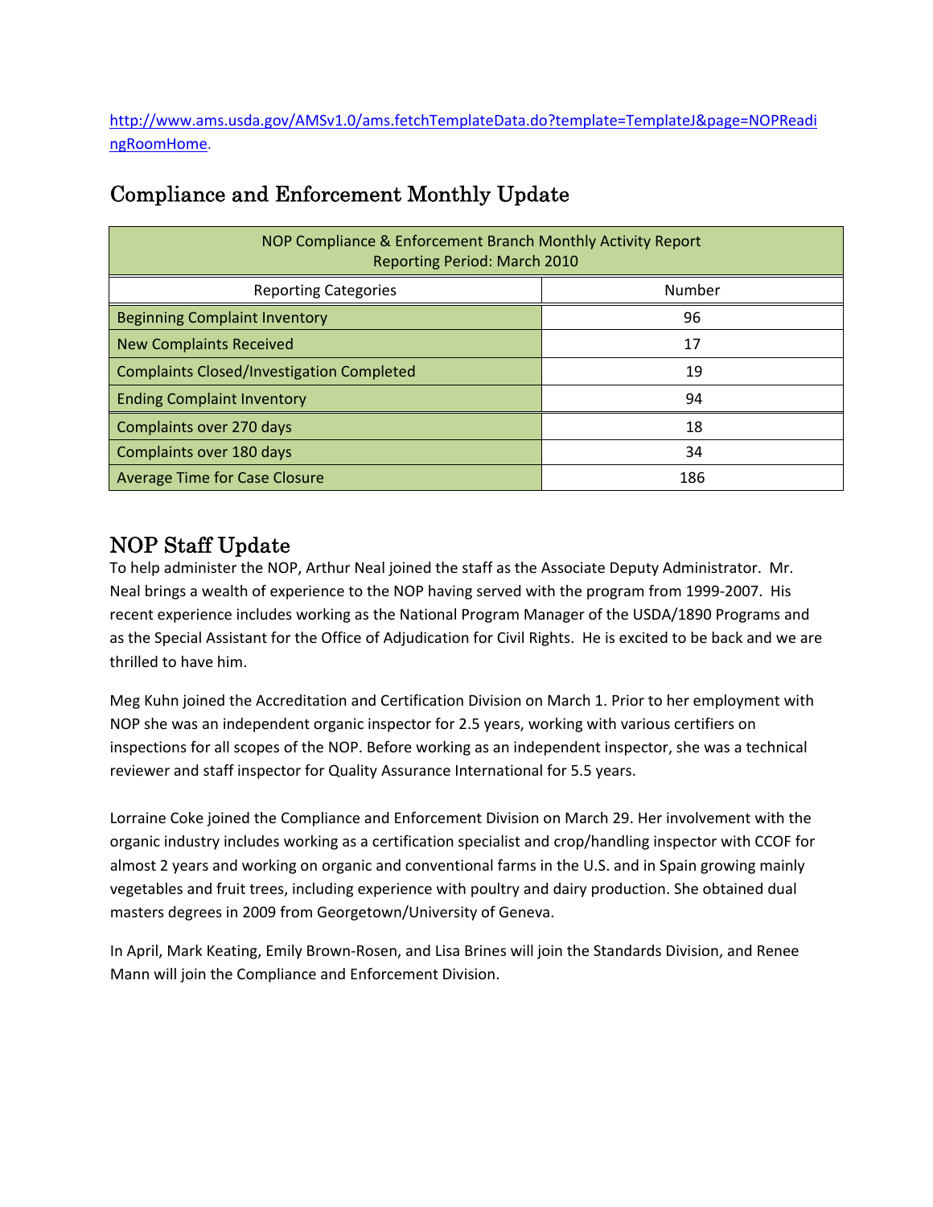http://www.ams.usda.gov/AMSv1.0/ams.fetchTemplateData.do?template=TemplateJ&page=NOPReadingRoomHome.

## Compliance and Enforcement Monthly Update

| NOP Compliance & Enforcement Branch Monthly Activity Report<br>Reporting Period: March 2010 | |
|---|---|
| Reporting Categories | Number |
| Beginning Complaint Inventory | 96 |
| New Complaints Received | 17 |
| Complaints Closed/Investigation Completed | 19 |
| Ending Complaint Inventory | 94 |
| Complaints over 270 days | 18 |
| Complaints over 180 days | 34 |
| Average Time for Case Closure | 186 |

## NOP Staff Update

To help administer the NOP, Arthur Neal joined the staff as the Associate Deputy Administrator. Mr. Neal brings a wealth of experience to the NOP having served with the program from 1999-2007. His recent experience includes working as the National Program Manager of the USDA/1890 Programs and as the Special Assistant for the Office of Adjudication for Civil Rights. He is excited to be back and we are thrilled to have him.

Meg Kuhn joined the Accreditation and Certification Division on March 1. Prior to her employment with NOP she was an independent organic inspector for 2.5 years, working with various certifiers on inspections for all scopes of the NOP. Before working as an independent inspector, she was a technical reviewer and staff inspector for Quality Assurance International for 5.5 years.

Lorraine Coke joined the Compliance and Enforcement Division on March 29. Her involvement with the organic industry includes working as a certification specialist and crop/handling inspector with CCOF for almost 2 years and working on organic and conventional farms in the U.S. and in Spain growing mainly vegetables and fruit trees, including experience with poultry and dairy production. She obtained dual masters degrees in 2009 from Georgetown/University of Geneva.

In April, Mark Keating, Emily Brown-Rosen, and Lisa Brines will join the Standards Division, and Renee Mann will join the Compliance and Enforcement Division.